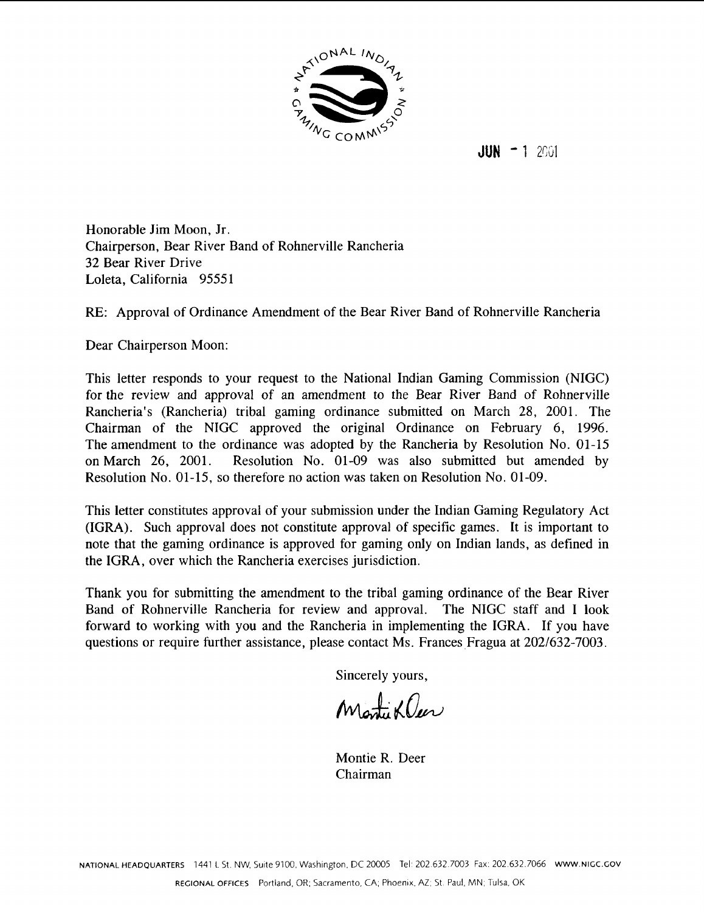JUN - 1 2001

Honorable Jim Moon, Jr.
Chairperson, Bear River Band of Rohnerville Rancheria
32 Bear River Drive
Loleta, California 95551

RE: Approval of Ordinance Amendment of the Bear River Band of Rohnerville Rancheria

Dear Chairperson Moon:

This letter responds to your request to the National Indian Gaming Commission (NIGC) for the review and approval of an amendment to the Bear River Band of Rohnerville Rancheria's (Rancheria) tribal gaming ordinance submitted on March 28, 2001. The Chairman of the NIGC approved the original Ordinance on February 6, 1996. The amendment to the ordinance was adopted by the Rancheria by Resolution No. 01-15 on March 26, 2001. Resolution No. 01-09 was also submitted but amended by Resolution No. 01-15, so therefore no action was taken on Resolution No. 01-09.

This letter constitutes approval of your submission under the Indian Gaming Regulatory Act (IGRA). Such approval does not constitute approval of specific games. It is important to note that the gaming ordinance is approved for gaming only on Indian lands, as defined in the IGRA, over which the Rancheria exercises jurisdiction.

Thank you for submitting the amendment to the tribal gaming ordinance of the Bear River Band of Rohnerville Rancheria for review and approval. The NIGC staff and I look forward to working with you and the Rancheria in implementing the IGRA. If you have questions or require further assistance, please contact Ms. Frances Fragua at 202/632-7003.

Sincerely yours,

Montie R. Deer
Chairman

NATIONAL HEADQUARTERS 1441 L St. NW, Suite 9100, Washington, DC 20005 Tel: 202.632.7003 Fax: 202.632.7066 WWW.NIGC.GOV

REGIONAL OFFICES Portland, OR; Sacramento, CA; Phoenix, AZ; St. Paul, MN; Tulsa, OK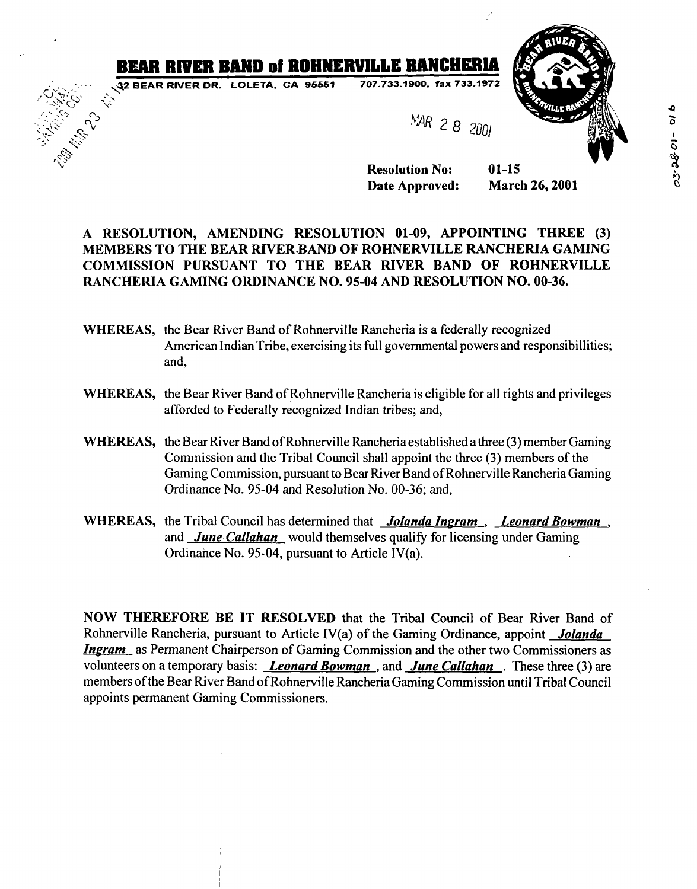# BEAR RIVER BAND of ROHNERVILLE RANCHERIA

32 BEAR RIVER DR. LOLETA, CA 95551 707.733.1900, fax 733.1972

MAR 28 2001

**Resolution No:** **01-15**
**Date Approved:** **March 26, 2001**

**A RESOLUTION, AMENDING RESOLUTION 01-09, APPOINTING THREE (3) MEMBERS TO THE BEAR RIVER BAND OF ROHNERVILLE RANCHERIA GAMING COMMISSION PURSUANT TO THE BEAR RIVER BAND OF ROHNERVILLE RANCHERIA GAMING ORDINANCE NO. 95-04 AND RESOLUTION NO. 00-36.**

**WHEREAS,** the Bear River Band of Rohnerville Rancheria is a federally recognized American Indian Tribe, exercising its full governmental powers and responsibillities; and,

**WHEREAS,** the Bear River Band of Rohnerville Rancheria is eligible for all rights and privileges afforded to Federally recognized Indian tribes; and,

**WHEREAS,** the Bear River Band of Rohnerville Rancheria established a three (3) member Gaming Commission and the Tribal Council shall appoint the three (3) members of the Gaming Commission, pursuant to Bear River Band of Rohnerville Rancheria Gaming Ordinance No. 95-04 and Resolution No. 00-36; and,

**WHEREAS,** the Tribal Council has determined that ***Jolanda Ingram***, ***Leonard Bowman***, and ***June Callahan*** would themselves qualify for licensing under Gaming Ordinance No. 95-04, pursuant to Article IV(a).

**NOW THEREFORE BE IT RESOLVED** that the Tribal Council of Bear River Band of Rohnerville Rancheria, pursuant to Article IV(a) of the Gaming Ordinance, appoint ***Jolanda Ingram*** as Permanent Chairperson of Gaming Commission and the other two Commissioners as volunteers on a temporary basis: ***Leonard Bowman***, and ***June Callahan***. These three (3) are members of the Bear River Band of Rohnerville Rancheria Gaming Commission until Tribal Council appoints permanent Gaming Commissioners.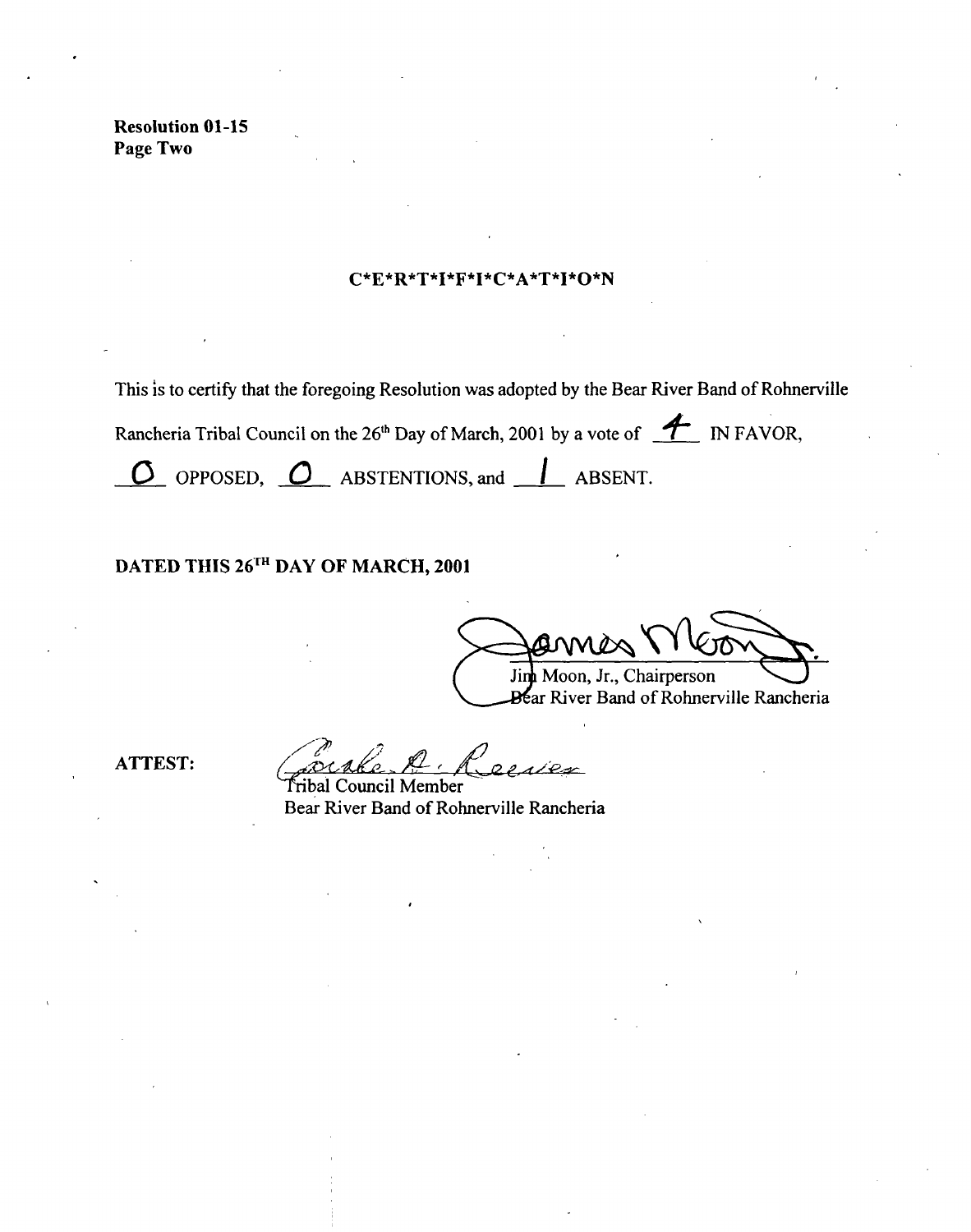**Resolution 01-15**
**Page Two**

**C*E*R*T*I*F*I*C*A*T*I*O*N**

This is to certify that the foregoing Resolution was adopted by the Bear River Band of Rohnerville Rancheria Tribal Council on the 26th Day of March, 2001 by a vote of 4 IN FAVOR, 0 OPPOSED, 0 ABSTENTIONS, and 1 ABSENT.

**DATED THIS 26TH DAY OF MARCH, 2001**

James Moon Jr.

Jim Moon, Jr., Chairperson
Bear River Band of Rohnerville Rancheria

**ATTEST:**

Tribal Council Member
Bear River Band of Rohnerville Rancheria